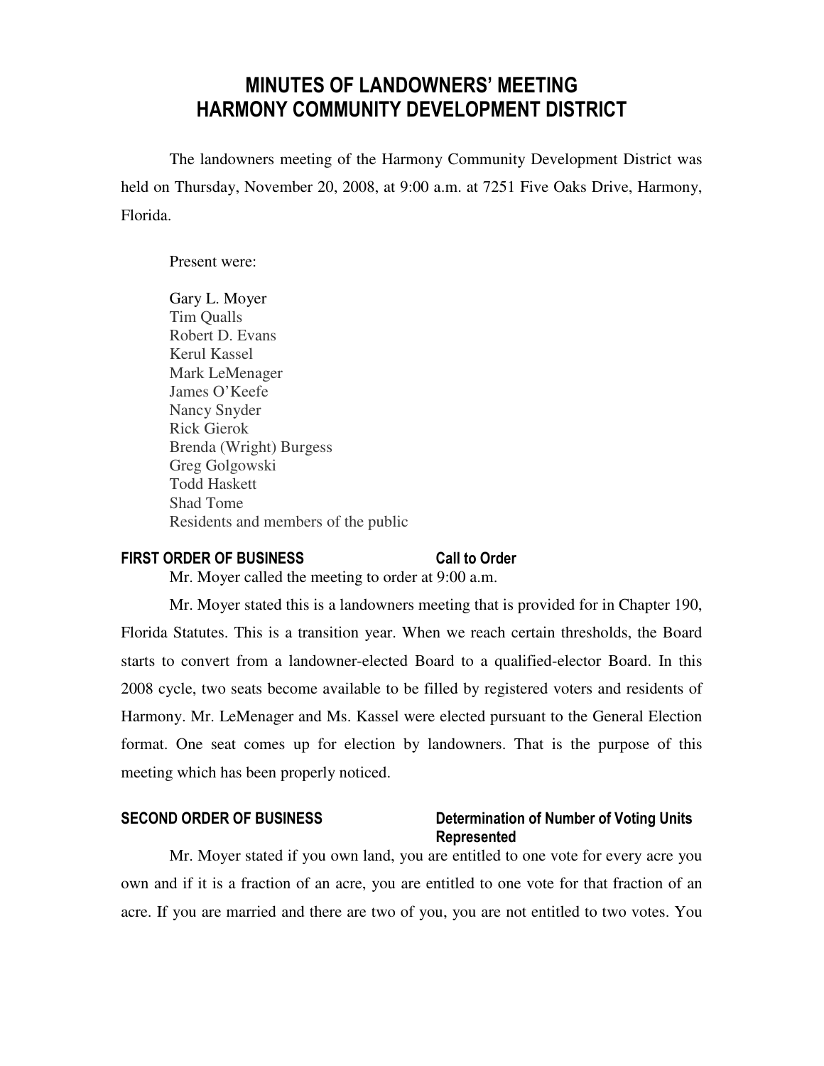# MINUTES OF LANDOWNERS' MEETING
# HARMONY COMMUNITY DEVELOPMENT DISTRICT

The landowners meeting of the Harmony Community Development District was held on Thursday, November 20, 2008, at 9:00 a.m. at 7251 Five Oaks Drive, Harmony, Florida.

Present were:

Gary L. Moyer
Tim Qualls
Robert D. Evans
Kerul Kassel
Mark LeMenager
James O'Keefe
Nancy Snyder
Rick Gierok
Brenda (Wright) Burgess
Greg Golgowski
Todd Haskett
Shad Tome
Residents and members of the public

**FIRST ORDER OF BUSINESS** **Call to Order**

Mr. Moyer called the meeting to order at 9:00 a.m.

Mr. Moyer stated this is a landowners meeting that is provided for in Chapter 190, Florida Statutes. This is a transition year. When we reach certain thresholds, the Board starts to convert from a landowner-elected Board to a qualified-elector Board. In this 2008 cycle, two seats become available to be filled by registered voters and residents of Harmony. Mr. LeMenager and Ms. Kassel were elected pursuant to the General Election format. One seat comes up for election by landowners. That is the purpose of this meeting which has been properly noticed.

**SECOND ORDER OF BUSINESS** **Determination of Number of Voting Units Represented**

Mr. Moyer stated if you own land, you are entitled to one vote for every acre you own and if it is a fraction of an acre, you are entitled to one vote for that fraction of an acre. If you are married and there are two of you, you are not entitled to two votes. You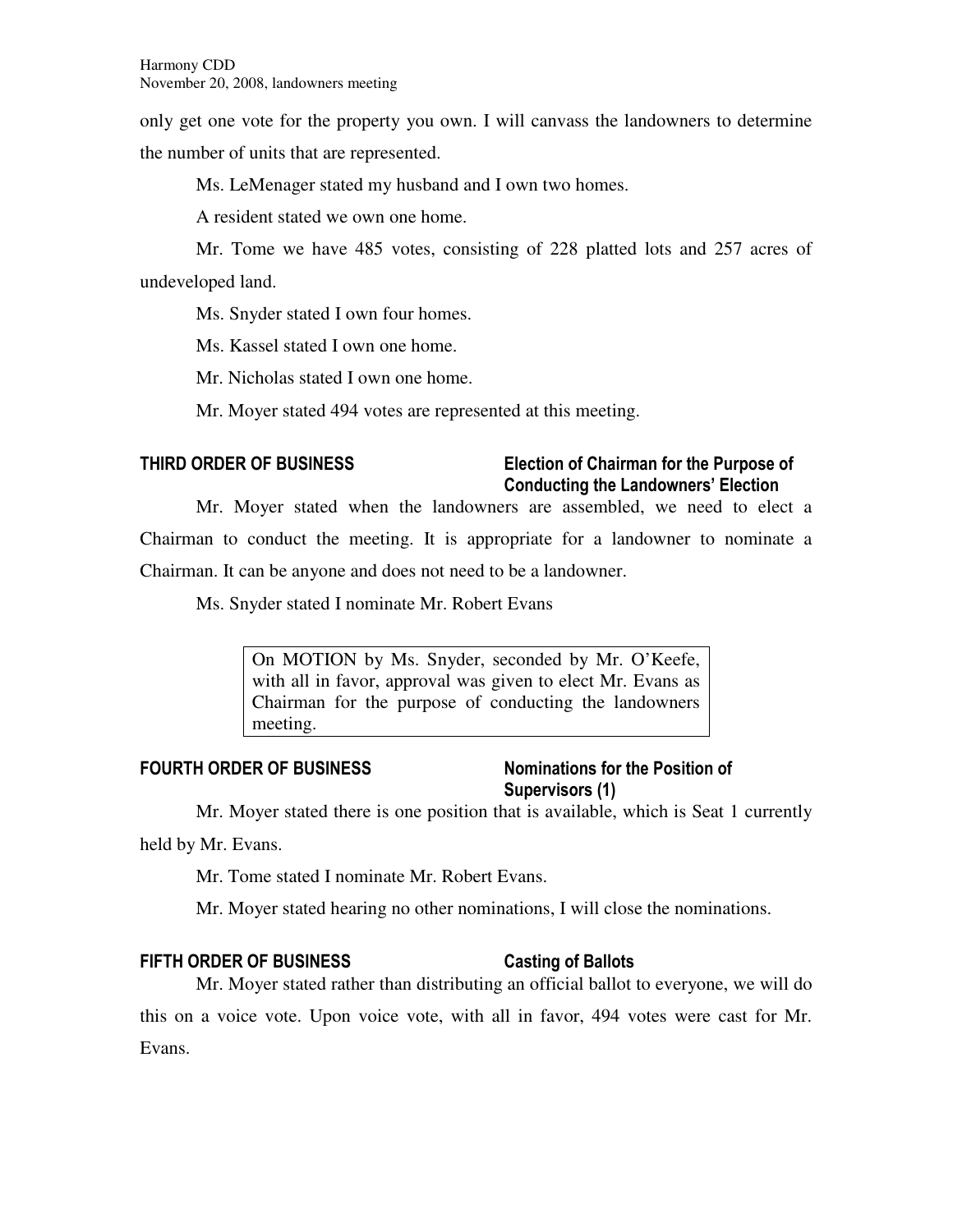only get one vote for the property you own. I will canvass the landowners to determine the number of units that are represented.

Ms. LeMenager stated my husband and I own two homes.

A resident stated we own one home.

Mr. Tome we have 485 votes, consisting of 228 platted lots and 257 acres of undeveloped land.

Ms. Snyder stated I own four homes.

Ms. Kassel stated I own one home.

Mr. Nicholas stated I own one home.

Mr. Moyer stated 494 votes are represented at this meeting.

## THIRD ORDER OF BUSINESS — Election of Chairman for the Purpose of Conducting the Landowners' Election

Mr. Moyer stated when the landowners are assembled, we need to elect a Chairman to conduct the meeting. It is appropriate for a landowner to nominate a Chairman. It can be anyone and does not need to be a landowner.

Ms. Snyder stated I nominate Mr. Robert Evans

> On MOTION by Ms. Snyder, seconded by Mr. O'Keefe, with all in favor, approval was given to elect Mr. Evans as Chairman for the purpose of conducting the landowners meeting.

## FOURTH ORDER OF BUSINESS — Nominations for the Position of Supervisors (1)

Mr. Moyer stated there is one position that is available, which is Seat 1 currently held by Mr. Evans.

Mr. Tome stated I nominate Mr. Robert Evans.

Mr. Moyer stated hearing no other nominations, I will close the nominations.

## FIFTH ORDER OF BUSINESS — Casting of Ballots

Mr. Moyer stated rather than distributing an official ballot to everyone, we will do this on a voice vote. Upon voice vote, with all in favor, 494 votes were cast for Mr. Evans.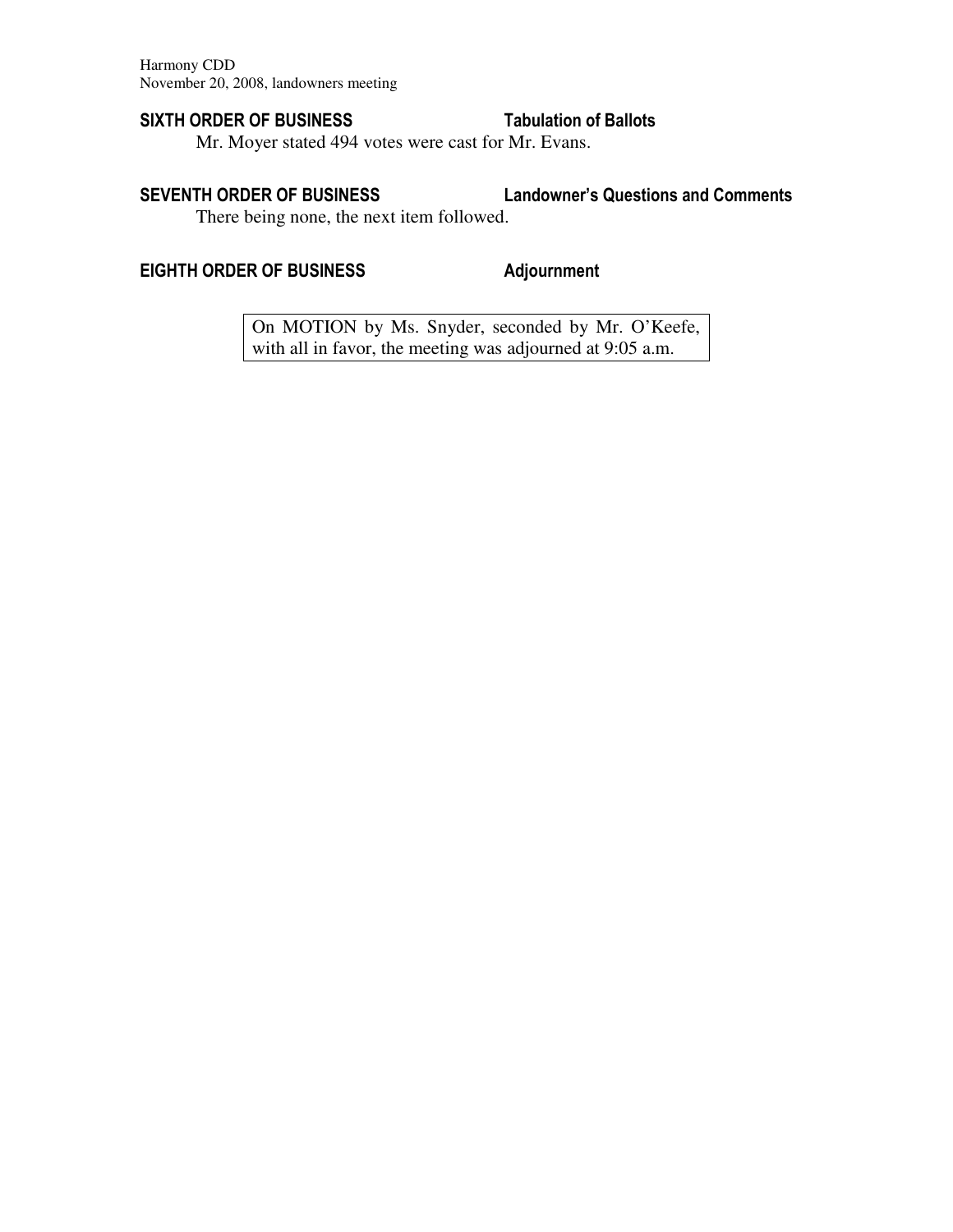## SIXTH ORDER OF BUSINESS Tabulation of Ballots

Mr. Moyer stated 494 votes were cast for Mr. Evans.

## SEVENTH ORDER OF BUSINESS Landowner's Questions and Comments

There being none, the next item followed.

## EIGHTH ORDER OF BUSINESS Adjournment

On MOTION by Ms. Snyder, seconded by Mr. O'Keefe, with all in favor, the meeting was adjourned at 9:05 a.m.